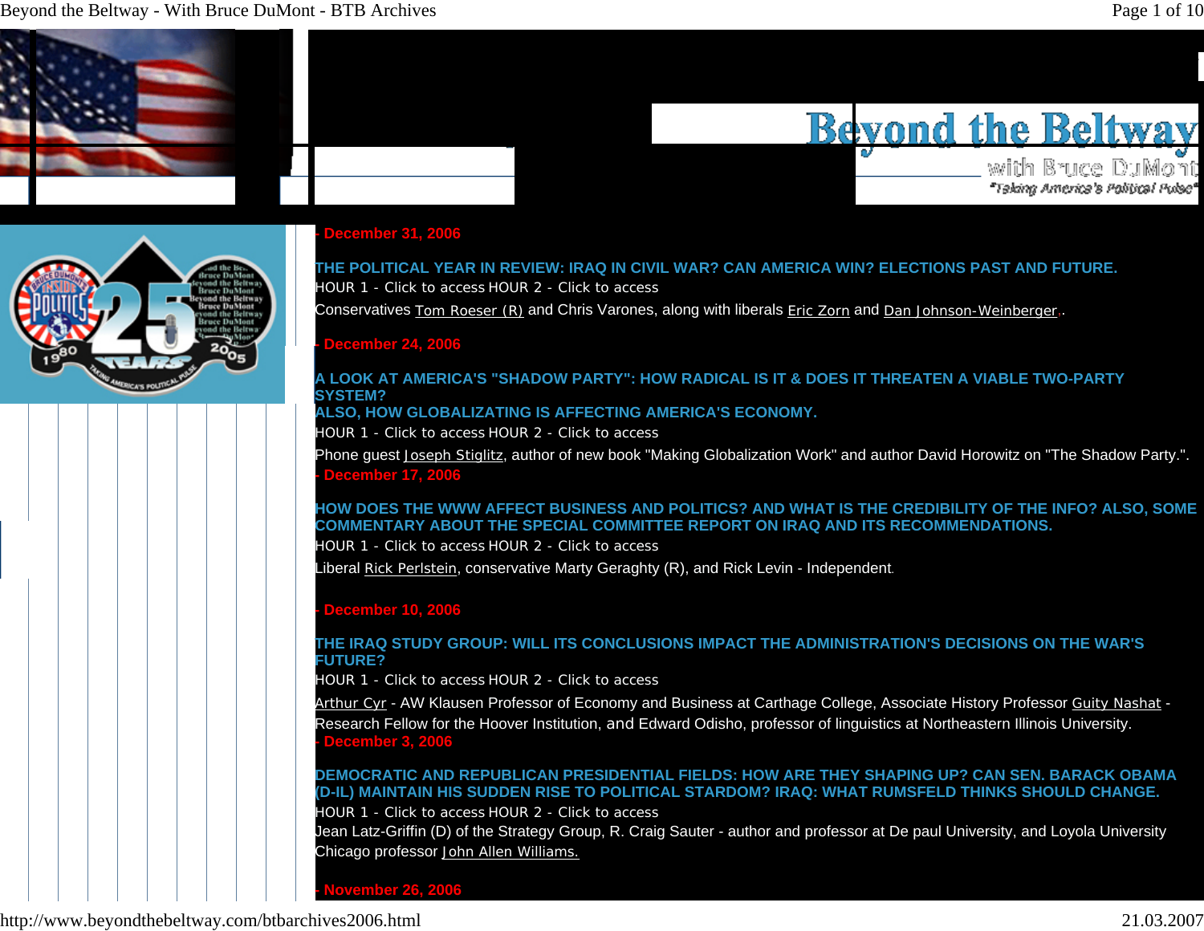# Beyond the Beltway

with Bruce DuMont

"Taking America's Political Pulse"

- December 31, 2006

## THE POLITICAL YEAR IN REVIEW: IRAQ IN CIVIL WAR? CAN AMERICA WIN? ELECTIONS PAST AND FUTURE.

HOUR 1 - Click to access HOUR 2 - Click to access

Conservatives Tom Roeser (R) and Chris Varones, along with liberals Eric Zorn and Dan Johnson-Weinberger.

- December 24, 2006

## A LOOK AT AMERICA'S "SHADOW PARTY": HOW RADICAL IS IT & DOES IT THREATEN A VIABLE TWO-PARTY SYSTEM? ALSO, HOW GLOBALIZATING IS AFFECTING AMERICA'S ECONOMY.

HOUR 1 - Click to access HOUR 2 - Click to access

Phone guest Joseph Stiglitz, author of new book "Making Globalization Work" and author David Horowitz on "The Shadow Party.".

- December 17, 2006

## HOW DOES THE WWW AFFECT BUSINESS AND POLITICS? AND WHAT IS THE CREDIBILITY OF THE INFO? ALSO, SOME COMMENTARY ABOUT THE SPECIAL COMMITTEE REPORT ON IRAQ AND ITS RECOMMENDATIONS.

HOUR 1 - Click to access HOUR 2 - Click to access

Liberal Rick Perlstein, conservative Marty Geraghty (R), and Rick Levin - Independent.

- December 10, 2006

## THE IRAQ STUDY GROUP: WILL ITS CONCLUSIONS IMPACT THE ADMINISTRATION'S DECISIONS ON THE WAR'S FUTURE?

HOUR 1 - Click to access HOUR 2 - Click to access

Arthur Cyr - AW Klausen Professor of Economy and Business at Carthage College, Associate History Professor Guity Nashat - Research Fellow for the Hoover Institution, and Edward Odisho, professor of linguistics at Northeastern Illinois University.

- December 3, 2006

## DEMOCRATIC AND REPUBLICAN PRESIDENTIAL FIELDS: HOW ARE THEY SHAPING UP? CAN SEN. BARACK OBAMA (D-IL) MAINTAIN HIS SUDDEN RISE TO POLITICAL STARDOM? IRAQ: WHAT RUMSFELD THINKS SHOULD CHANGE.

HOUR 1 - Click to access HOUR 2 - Click to access

Jean Latz-Griffin (D) of the Strategy Group, R. Craig Sauter - author and professor at De paul University, and Loyola University Chicago professor John Allen Williams.

- November 26, 2006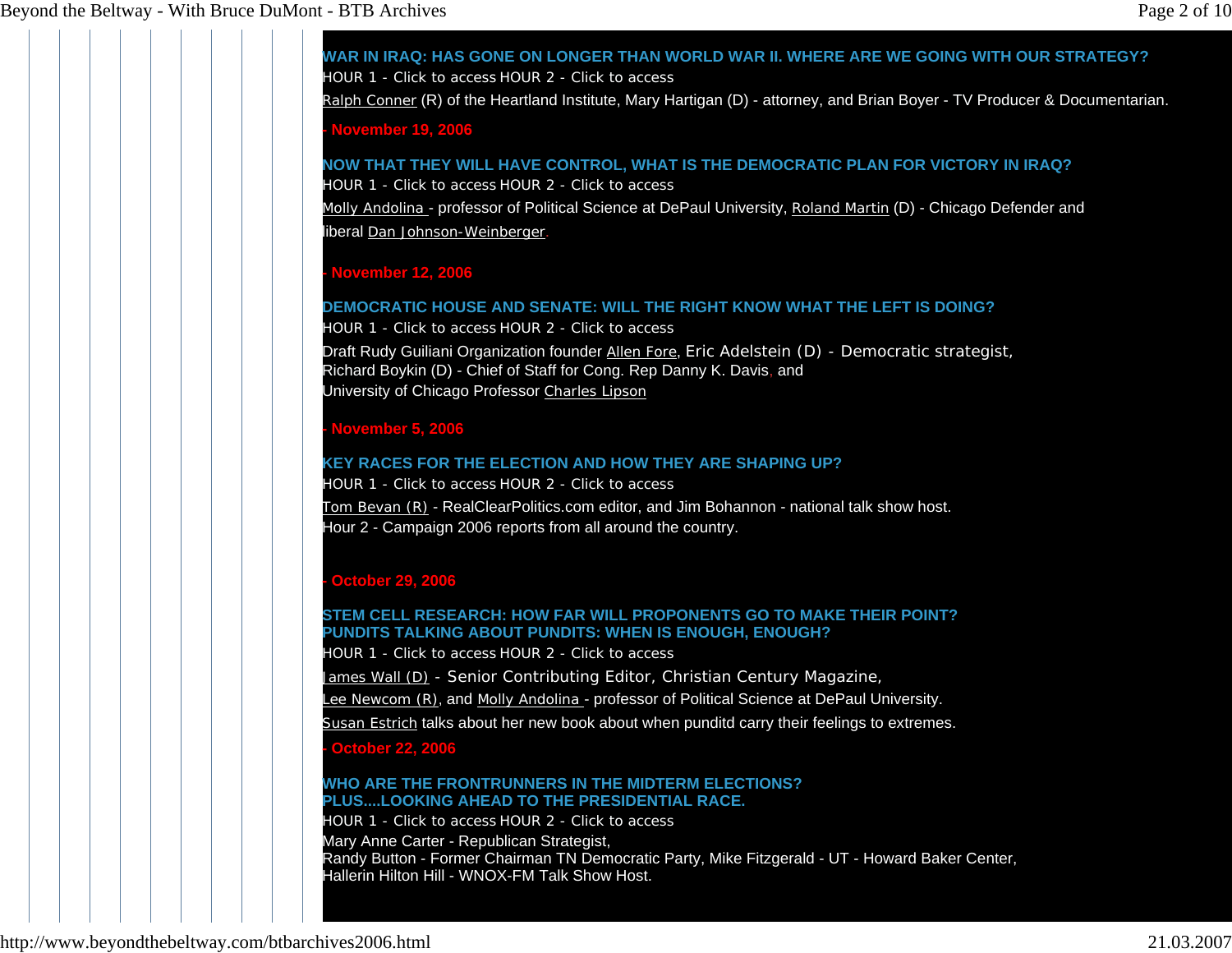### WAR IN IRAQ: HAS GONE ON LONGER THAN WORLD WAR II. WHERE ARE WE GOING WITH OUR STRATEGY?

HOUR 1 - Click to access HOUR 2 - Click to access

Ralph Conner (R) of the Heartland Institute, Mary Hartigan (D) - attorney, and Brian Boyer - TV Producer & Documentarian.

**- November 19, 2006**

### NOW THAT THEY WILL HAVE CONTROL, WHAT IS THE DEMOCRATIC PLAN FOR VICTORY IN IRAQ?

HOUR 1 - Click to access HOUR 2 - Click to access

Molly Andolina - professor of Political Science at DePaul University, Roland Martin (D) - Chicago Defender and liberal Dan Johnson-Weinberger.

**- November 12, 2006**

### DEMOCRATIC HOUSE AND SENATE: WILL THE RIGHT KNOW WHAT THE LEFT IS DOING?

HOUR 1 - Click to access HOUR 2 - Click to access

Draft Rudy Guiliani Organization founder Allen Fore, Eric Adelstein (D) - Democratic strategist,
Richard Boykin (D) - Chief of Staff for Cong. Rep Danny K. Davis, and
University of Chicago Professor Charles Lipson

**- November 5, 2006**

### KEY RACES FOR THE ELECTION AND HOW THEY ARE SHAPING UP?

HOUR 1 - Click to access HOUR 2 - Click to access

Tom Bevan (R) - RealClearPolitics.com editor, and Jim Bohannon - national talk show host.
Hour 2 - Campaign 2006 reports from all around the country.

**- October 29, 2006**

### STEM CELL RESEARCH: HOW FAR WILL PROPONENTS GO TO MAKE THEIR POINT?
### PUNDITS TALKING ABOUT PUNDITS: WHEN IS ENOUGH, ENOUGH?

HOUR 1 - Click to access HOUR 2 - Click to access

James Wall (D) - Senior Contributing Editor, Christian Century Magazine,
Lee Newcom (R), and Molly Andolina - professor of Political Science at DePaul University.
Susan Estrich talks about her new book about when punditd carry their feelings to extremes.

**- October 22, 2006**

### WHO ARE THE FRONTRUNNERS IN THE MIDTERM ELECTIONS?
### PLUS....LOOKING AHEAD TO THE PRESIDENTIAL RACE.

HOUR 1 - Click to access HOUR 2 - Click to access

Mary Anne Carter - Republican Strategist,
Randy Button - Former Chairman TN Democratic Party, Mike Fitzgerald - UT - Howard Baker Center,
Hallerin Hilton Hill - WNOX-FM Talk Show Host.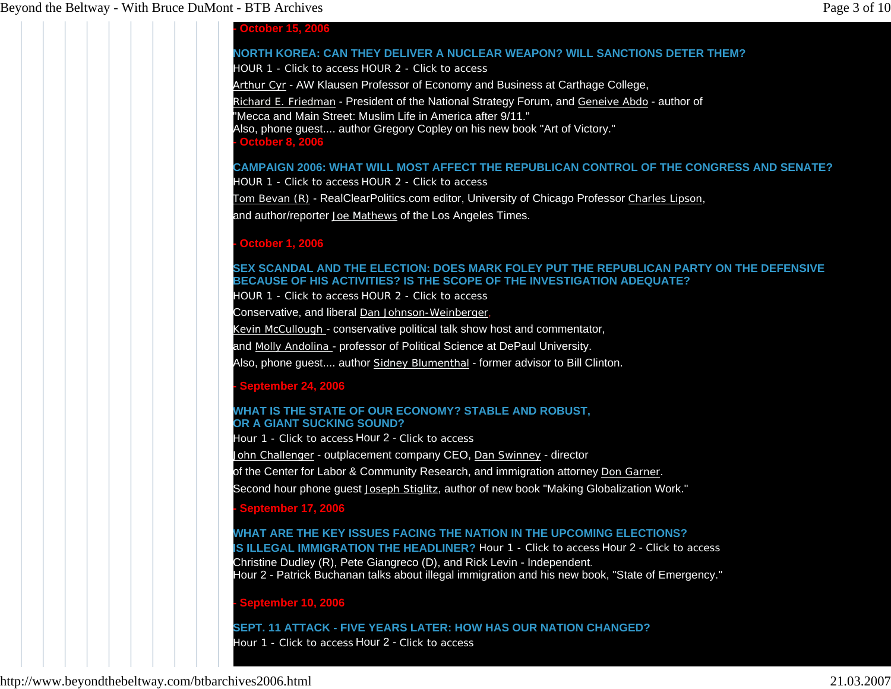- October 15, 2006

**NORTH KOREA: CAN THEY DELIVER A NUCLEAR WEAPON? WILL SANCTIONS DETER THEM?**

HOUR 1 - Click to access HOUR 2 - Click to access

Arthur Cyr - AW Klausen Professor of Economy and Business at Carthage College,

Richard E. Friedman - President of the National Strategy Forum, and Geneive Abdo - author of "Mecca and Main Street: Muslim Life in America after 9/11."

Also, phone guest.... author Gregory Copley on his new book "Art of Victory."

- October 8, 2006

**CAMPAIGN 2006: WHAT WILL MOST AFFECT THE REPUBLICAN CONTROL OF THE CONGRESS AND SENATE?**

HOUR 1 - Click to access HOUR 2 - Click to access

Tom Bevan (R) - RealClearPolitics.com editor, University of Chicago Professor Charles Lipson, and author/reporter Joe Mathews of the Los Angeles Times.

- October 1, 2006

**SEX SCANDAL AND THE ELECTION: DOES MARK FOLEY PUT THE REPUBLICAN PARTY ON THE DEFENSIVE BECAUSE OF HIS ACTIVITIES? IS THE SCOPE OF THE INVESTIGATION ADEQUATE?**

HOUR 1 - Click to access HOUR 2 - Click to access

Conservative, and liberal Dan Johnson-Weinberger,

Kevin McCullough - conservative political talk show host and commentator,

and Molly Andolina - professor of Political Science at DePaul University.

Also, phone guest.... author Sidney Blumenthal - former advisor to Bill Clinton.

- September 24, 2006

**WHAT IS THE STATE OF OUR ECONOMY? STABLE AND ROBUST, OR A GIANT SUCKING SOUND?**

Hour 1 - Click to access Hour 2 - Click to access

John Challenger - outplacement company CEO, Dan Swinney - director of the Center for Labor & Community Research, and immigration attorney Don Garner.

Second hour phone guest Joseph Stiglitz, author of new book "Making Globalization Work."

- September 17, 2006

**WHAT ARE THE KEY ISSUES FACING THE NATION IN THE UPCOMING ELECTIONS? IS ILLEGAL IMMIGRATION THE HEADLINER?** Hour 1 - Click to access Hour 2 - Click to access

Christine Dudley (R), Pete Giangreco (D), and Rick Levin - Independent.

Hour 2 - Patrick Buchanan talks about illegal immigration and his new book, "State of Emergency."

- September 10, 2006

**SEPT. 11 ATTACK - FIVE YEARS LATER: HOW HAS OUR NATION CHANGED?**

Hour 1 - Click to access Hour 2 - Click to access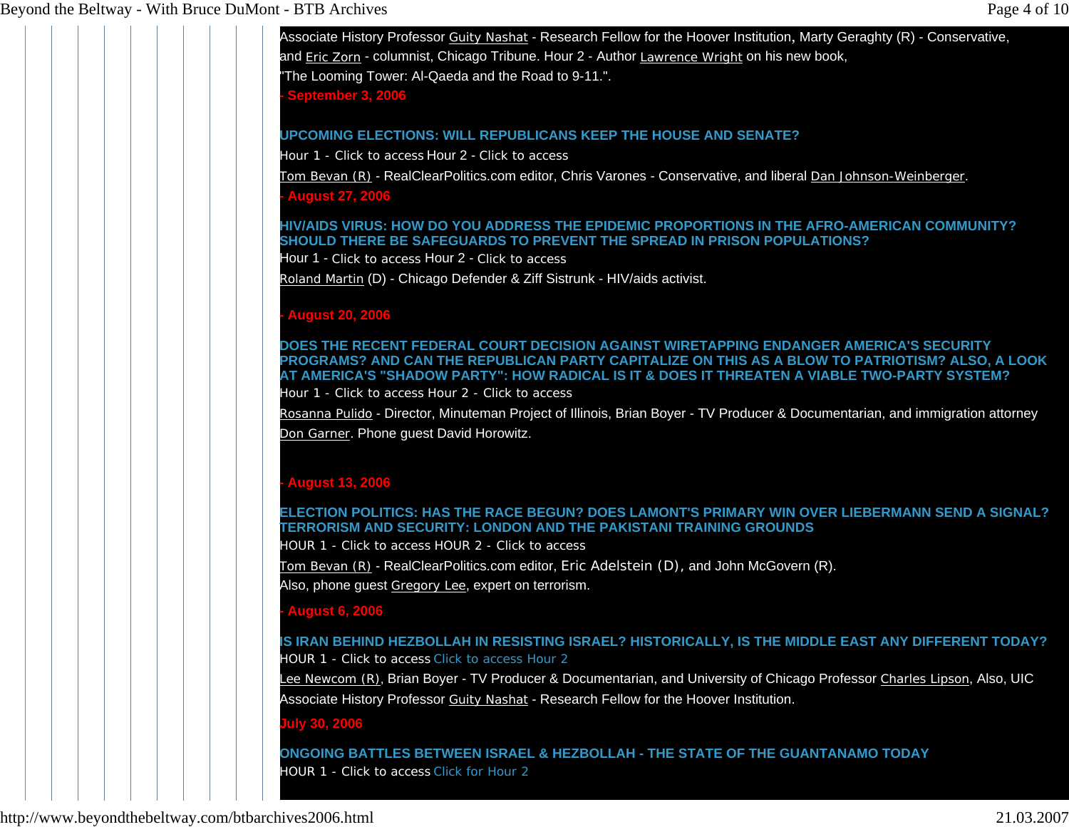Associate History Professor Guity Nashat - Research Fellow for the Hoover Institution, Marty Geraghty (R) - Conservative, and Eric Zorn - columnist, Chicago Tribune. Hour 2 - Author Lawrence Wright on his new book, "The Looming Tower: Al-Qaeda and the Road to 9-11.".

**- September 3, 2006**

**UPCOMING ELECTIONS: WILL REPUBLICANS KEEP THE HOUSE AND SENATE?**

Hour 1 - Click to access Hour 2 - Click to access

Tom Bevan (R) - RealClearPolitics.com editor, Chris Varones - Conservative, and liberal Dan Johnson-Weinberger.

**- August 27, 2006**

**HIV/AIDS VIRUS: HOW DO YOU ADDRESS THE EPIDEMIC PROPORTIONS IN THE AFRO-AMERICAN COMMUNITY? SHOULD THERE BE SAFEGUARDS TO PREVENT THE SPREAD IN PRISON POPULATIONS?**

Hour 1 - Click to access Hour 2 - Click to access

Roland Martin (D) - Chicago Defender & Ziff Sistrunk - HIV/aids activist.

**- August 20, 2006**

**DOES THE RECENT FEDERAL COURT DECISION AGAINST WIRETAPPING ENDANGER AMERICA'S SECURITY PROGRAMS? AND CAN THE REPUBLICAN PARTY CAPITALIZE ON THIS AS A BLOW TO PATRIOTISM? ALSO, A LOOK AT AMERICA'S "SHADOW PARTY": HOW RADICAL IS IT & DOES IT THREATEN A VIABLE TWO-PARTY SYSTEM?**

Hour 1 - Click to access Hour 2 - Click to access

Rosanna Pulido - Director, Minuteman Project of Illinois, Brian Boyer - TV Producer & Documentarian, and immigration attorney Don Garner. Phone guest David Horowitz.

**- August 13, 2006**

**ELECTION POLITICS: HAS THE RACE BEGUN? DOES LAMONT'S PRIMARY WIN OVER LIEBERMANN SEND A SIGNAL? TERRORISM AND SECURITY: LONDON AND THE PAKISTANI TRAINING GROUNDS**

HOUR 1 - Click to access HOUR 2 - Click to access

Tom Bevan (R) - RealClearPolitics.com editor, Eric Adelstein (D), and John McGovern (R).

Also, phone guest Gregory Lee, expert on terrorism.

**- August 6, 2006**

**IS IRAN BEHIND HEZBOLLAH IN RESISTING ISRAEL? HISTORICALLY, IS THE MIDDLE EAST ANY DIFFERENT TODAY?**

HOUR 1 - Click to access Click to access Hour 2

Lee Newcom (R), Brian Boyer - TV Producer & Documentarian, and University of Chicago Professor Charles Lipson, Also, UIC Associate History Professor Guity Nashat - Research Fellow for the Hoover Institution.

**July 30, 2006**

**ONGOING BATTLES BETWEEN ISRAEL & HEZBOLLAH - THE STATE OF THE GUANTANAMO TODAY**

HOUR 1 - Click to access Click for Hour 2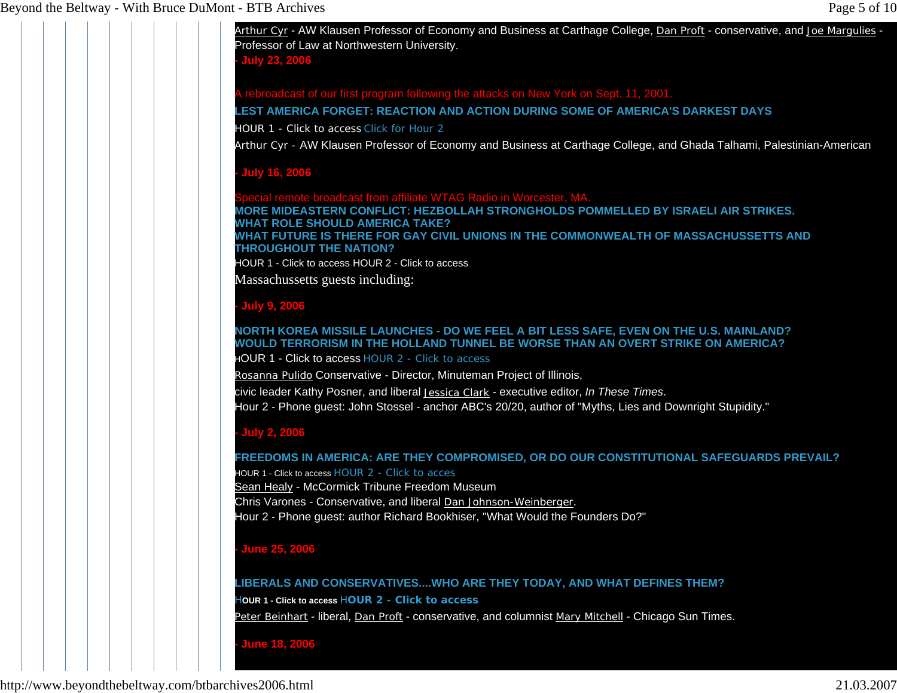Arthur Cyr - AW Klausen Professor of Economy and Business at Carthage College, Dan Proft - conservative, and Joe Margulies - Professor of Law at Northwestern University.

**- July 23, 2006**

A rebroadcast of our first program following the attacks on New York on Sept. 11, 2001.

**LEST AMERICA FORGET: REACTION AND ACTION DURING SOME OF AMERICA'S DARKEST DAYS**

HOUR 1 - Click to access Click for Hour 2

Arthur Cyr - AW Klausen Professor of Economy and Business at Carthage College, and Ghada Talhami, Palestinian-American

**- July 16, 2006**

Special remote broadcast from affiliate WTAG Radio in Worcester, MA.

**MORE MIDEASTERN CONFLICT: HEZBOLLAH STRONGHOLDS POMMELLED BY ISRAELI AIR STRIKES.**
**WHAT ROLE SHOULD AMERICA TAKE?**
**WHAT FUTURE IS THERE FOR GAY CIVIL UNIONS IN THE COMMONWEALTH OF MASSACHUSSETTS AND THROUGHOUT THE NATION?**

HOUR 1 - Click to access HOUR 2 - Click to access

Massachussetts guests including:

**- July 9, 2006**

**NORTH KOREA MISSILE LAUNCHES - DO WE FEEL A BIT LESS SAFE, EVEN ON THE U.S. MAINLAND?**
**WOULD TERRORISM IN THE HOLLAND TUNNEL BE WORSE THAN AN OVERT STRIKE ON AMERICA?**

HOUR 1 - Click to access HOUR 2 - Click to access

Rosanna Pulido Conservative - Director, Minuteman Project of Illinois,

civic leader Kathy Posner, and liberal Jessica Clark - executive editor, *In These Times*.
Hour 2 - Phone guest: John Stossel - anchor ABC's 20/20, author of "Myths, Lies and Downright Stupidity."

**- July 2, 2006**

**FREEDOMS IN AMERICA: ARE THEY COMPROMISED, OR DO OUR CONSTITUTIONAL SAFEGUARDS PREVAIL?**

HOUR 1 - Click to access HOUR 2 - Click to access

Sean Healy - McCormick Tribune Freedom Museum
Chris Varones - Conservative, and liberal Dan Johnson-Weinberger.
Hour 2 - Phone guest: author Richard Bookhiser, "What Would the Founders Do?"

**- June 25, 2006**

**LIBERALS AND CONSERVATIVES....WHO ARE THEY TODAY, AND WHAT DEFINES THEM?**

HOUR 1 - Click to access HOUR 2 - Click to access

Peter Beinhart - liberal, Dan Proft - conservative, and columnist Mary Mitchell - Chicago Sun Times.

**- June 18, 2006**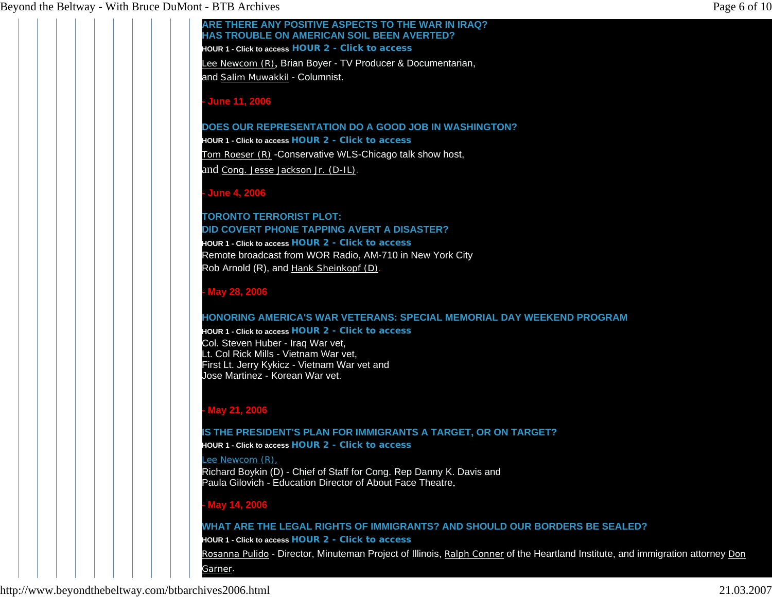**ARE THERE ANY POSITIVE ASPECTS TO THE WAR IN IRAQ?**
**HAS TROUBLE ON AMERICAN SOIL BEEN AVERTED?**

**HOUR 1 - Click to access** **HOUR 2 - Click to access**

Lee Newcom (R), Brian Boyer - TV Producer & Documentarian,
and Salim Muwakkil - Columnist.

**- June 11, 2006**

**DOES OUR REPRESENTATION DO A GOOD JOB IN WASHINGTON?**

**HOUR 1 - Click to access** **HOUR 2 - Click to access**

Tom Roeser (R) -Conservative WLS-Chicago talk show host,
and Cong. Jesse Jackson Jr. (D-IL).

**- June 4, 2006**

**TORONTO TERRORIST PLOT:**
**DID COVERT PHONE TAPPING AVERT A DISASTER?**

**HOUR 1 - Click to access** **HOUR 2 - Click to access**

Remote broadcast from WOR Radio, AM-710 in New York City
Rob Arnold (R), and Hank Sheinkopf (D).

**- May 28, 2006**

**HONORING AMERICA'S WAR VETERANS: SPECIAL MEMORIAL DAY WEEKEND PROGRAM**

**HOUR 1 - Click to access** **HOUR 2 - Click to access**

Col. Steven Huber - Iraq War vet,
Lt. Col Rick Mills - Vietnam War vet,
First Lt. Jerry Kykicz - Vietnam War vet and
Jose Martinez - Korean War vet.

**- May 21, 2006**

**IS THE PRESIDENT'S PLAN FOR IMMIGRANTS A TARGET, OR ON TARGET?**

**HOUR 1 - Click to access** **HOUR 2 - Click to access**

Lee Newcom (R),
Richard Boykin (D) - Chief of Staff for Cong. Rep Danny K. Davis and
Paula Gilovich - Education Director of About Face Theatre.

**- May 14, 2006**

**WHAT ARE THE LEGAL RIGHTS OF IMMIGRANTS? AND SHOULD OUR BORDERS BE SEALED?**

**HOUR 1 - Click to access** **HOUR 2 - Click to access**

Rosanna Pulido - Director, Minuteman Project of Illinois, Ralph Conner of the Heartland Institute, and immigration attorney Don Garner.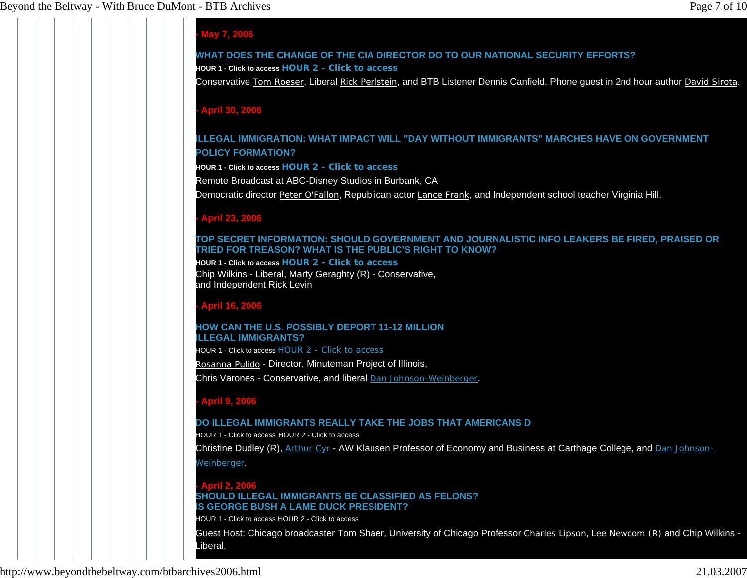**- May 7, 2006**

**WHAT DOES THE CHANGE OF THE CIA DIRECTOR DO TO OUR NATIONAL SECURITY EFFORTS?**

**HOUR 1 - Click to access** **HOUR 2 - Click to access**

Conservative Tom Roeser, Liberal Rick Perlstein, and BTB Listener Dennis Canfield. Phone guest in 2nd hour author David Sirota.

**- April 30, 2006**

**ILLEGAL IMMIGRATION: WHAT IMPACT WILL "DAY WITHOUT IMMIGRANTS" MARCHES HAVE ON GOVERNMENT POLICY FORMATION?**

**HOUR 1 - Click to access** **HOUR 2 - Click to access**

Remote Broadcast at ABC-Disney Studios in Burbank, CA

Democratic director Peter O'Fallon, Republican actor Lance Frank, and Independent school teacher Virginia Hill.

**- April 23, 2006**

**TOP SECRET INFORMATION: SHOULD GOVERNMENT AND JOURNALISTIC INFO LEAKERS BE FIRED, PRAISED OR TRIED FOR TREASON? WHAT IS THE PUBLIC'S RIGHT TO KNOW?**

**HOUR 1 - Click to access** **HOUR 2 - Click to access**

Chip Wilkins - Liberal, Marty Geraghty (R) - Conservative,
and Independent Rick Levin

**- April 16, 2006**

**HOW CAN THE U.S. POSSIBLY DEPORT 11-12 MILLION ILLEGAL IMMIGRANTS?**

HOUR 1 - Click to access HOUR 2 - Click to access

Rosanna Pulido - Director, Minuteman Project of Illinois,

Chris Varones - Conservative, and liberal Dan Johnson-Weinberger.

**- April 9, 2006**

**DO ILLEGAL IMMIGRANTS REALLY TAKE THE JOBS THAT AMERICANS D**

HOUR 1 - Click to access HOUR 2 - Click to access

Christine Dudley (R), Arthur Cyr - AW Klausen Professor of Economy and Business at Carthage College, and Dan Johnson-Weinberger.

**- April 2, 2006**

**SHOULD ILLEGAL IMMIGRANTS BE CLASSIFIED AS FELONS?**
**IS GEORGE BUSH A LAME DUCK PRESIDENT?**

HOUR 1 - Click to access HOUR 2 - Click to access

Guest Host: Chicago broadcaster Tom Shaer, University of Chicago Professor Charles Lipson, Lee Newcom (R) and Chip Wilkins - Liberal.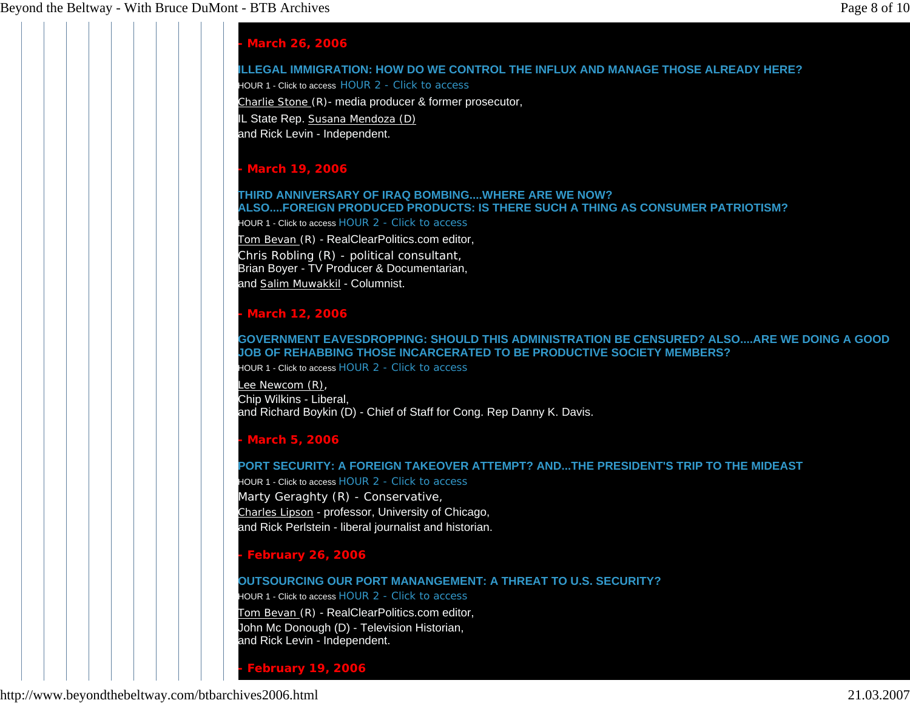**- March 26, 2006**

**ILLEGAL IMMIGRATION: HOW DO WE CONTROL THE INFLUX AND MANAGE THOSE ALREADY HERE?**

HOUR 1 - Click to access HOUR 2 - Click to access

Charlie Stone (R)- media producer & former prosecutor,
IL State Rep. Susana Mendoza (D)
and Rick Levin - Independent.

**- March 19, 2006**

**THIRD ANNIVERSARY OF IRAQ BOMBING....WHERE ARE WE NOW?**
**ALSO....FOREIGN PRODUCED PRODUCTS: IS THERE SUCH A THING AS CONSUMER PATRIOTISM?**

HOUR 1 - Click to access HOUR 2 - Click to access

Tom Bevan (R) - RealClearPolitics.com editor,
Chris Robling (R) - political consultant,
Brian Boyer - TV Producer & Documentarian,
and Salim Muwakkil - Columnist.

**- March 12, 2006**

**GOVERNMENT EAVESDROPPING: SHOULD THIS ADMINISTRATION BE CENSURED? ALSO....ARE WE DOING A GOOD JOB OF REHABBING THOSE INCARCERATED TO BE PRODUCTIVE SOCIETY MEMBERS?**

HOUR 1 - Click to access HOUR 2 - Click to access

Lee Newcom (R),
Chip Wilkins - Liberal,
and Richard Boykin (D) - Chief of Staff for Cong. Rep Danny K. Davis.

**- March 5, 2006**

**PORT SECURITY: A FOREIGN TAKEOVER ATTEMPT? AND...THE PRESIDENT'S TRIP TO THE MIDEAST**

HOUR 1 - Click to access HOUR 2 - Click to access

Marty Geraghty (R) - Conservative,
Charles Lipson - professor, University of Chicago,
and Rick Perlstein - liberal journalist and historian.

**- February 26, 2006**

**OUTSOURCING OUR PORT MANANGEMENT: A THREAT TO U.S. SECURITY?**

HOUR 1 - Click to access HOUR 2 - Click to access

Tom Bevan (R) - RealClearPolitics.com editor,
John Mc Donough (D) - Television Historian,
and Rick Levin - Independent.

**- February 19, 2006**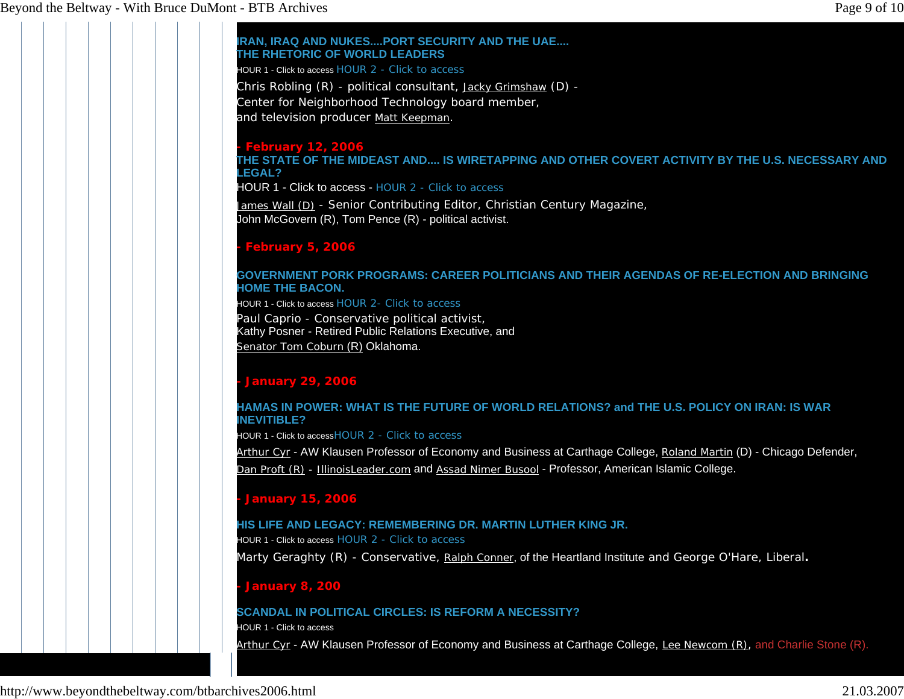**IRAN, IRAQ AND NUKES....PORT SECURITY AND THE UAE....**
**THE RHETORIC OF WORLD LEADERS**

HOUR 1 - Click to access HOUR 2 - Click to access

Chris Robling (R) - political consultant, Jacky Grimshaw (D) - Center for Neighborhood Technology board member, and television producer Matt Keepman.

**- February 12, 2006**

**THE STATE OF THE MIDEAST AND.... IS WIRETAPPING AND OTHER COVERT ACTIVITY BY THE U.S. NECESSARY AND LEGAL?**

HOUR 1 - Click to access - HOUR 2 - Click to access

James Wall (D) - Senior Contributing Editor, Christian Century Magazine, John McGovern (R), Tom Pence (R) - political activist.

**- February 5, 2006**

**GOVERNMENT PORK PROGRAMS: CAREER POLITICIANS AND THEIR AGENDAS OF RE-ELECTION AND BRINGING HOME THE BACON.**

HOUR 1 - Click to access HOUR 2- Click to access

Paul Caprio - Conservative political activist,
Kathy Posner - Retired Public Relations Executive, and
Senator Tom Coburn (R) Oklahoma.

**- January 29, 2006**

**HAMAS IN POWER: WHAT IS THE FUTURE OF WORLD RELATIONS? and THE U.S. POLICY ON IRAN: IS WAR INEVITIBLE?**

HOUR 1 - Click to accessHOUR 2 - Click to access

Arthur Cyr - AW Klausen Professor of Economy and Business at Carthage College, Roland Martin (D) - Chicago Defender, Dan Proft (R) - IllinoisLeader.com and Assad Nimer Busool - Professor, American Islamic College.

**- January 15, 2006**

**HIS LIFE AND LEGACY: REMEMBERING DR. MARTIN LUTHER KING JR.**

HOUR 1 - Click to access HOUR 2 - Click to access

Marty Geraghty (R) - Conservative, Ralph Conner, of the Heartland Institute and George O'Hare, Liberal.

**- January 8, 200**

**SCANDAL IN POLITICAL CIRCLES: IS REFORM A NECESSITY?**

HOUR 1 - Click to access

Arthur Cyr - AW Klausen Professor of Economy and Business at Carthage College, Lee Newcom (R), and Charlie Stone (R).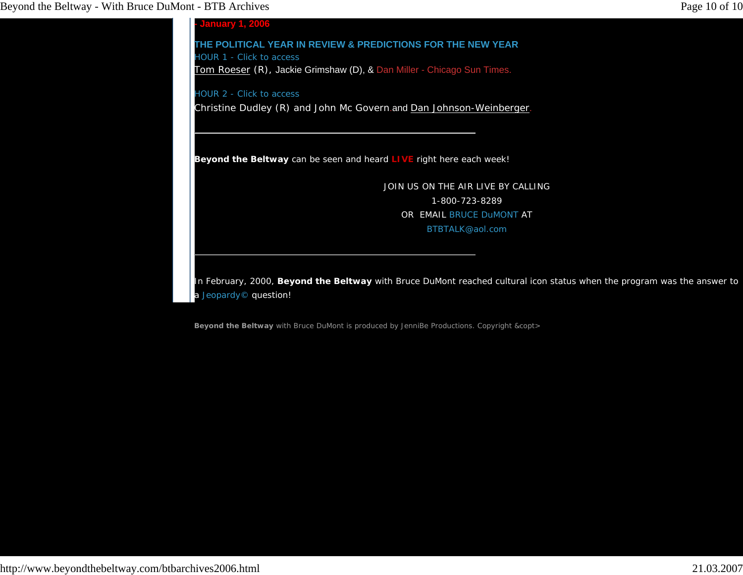- January 1, 2006

**THE POLITICAL YEAR IN REVIEW & PREDICTIONS FOR THE NEW YEAR**

HOUR 1 - Click to access

Tom Roeser (R), Jackie Grimshaw (D), & Dan Miller - Chicago Sun Times.

HOUR 2 - Click to access

Christine Dudley (R) and John Mc Govern and Dan Johnson-Weinberger.

---

**Beyond the Beltway** can be seen and heard **LIVE** right here each week!

JOIN US ON THE AIR LIVE BY CALLING
1-800-723-8289
OR EMAIL BRUCE DuMONT AT
BTBTALK@aol.com

---

In February, 2000, **Beyond the Beltway** with Bruce DuMont reached cultural icon status when the program was the answer to a Jeopardy© question!

**Beyond the Beltway** with Bruce DuMont is produced by JenniBe Productions. Copyright &copt>